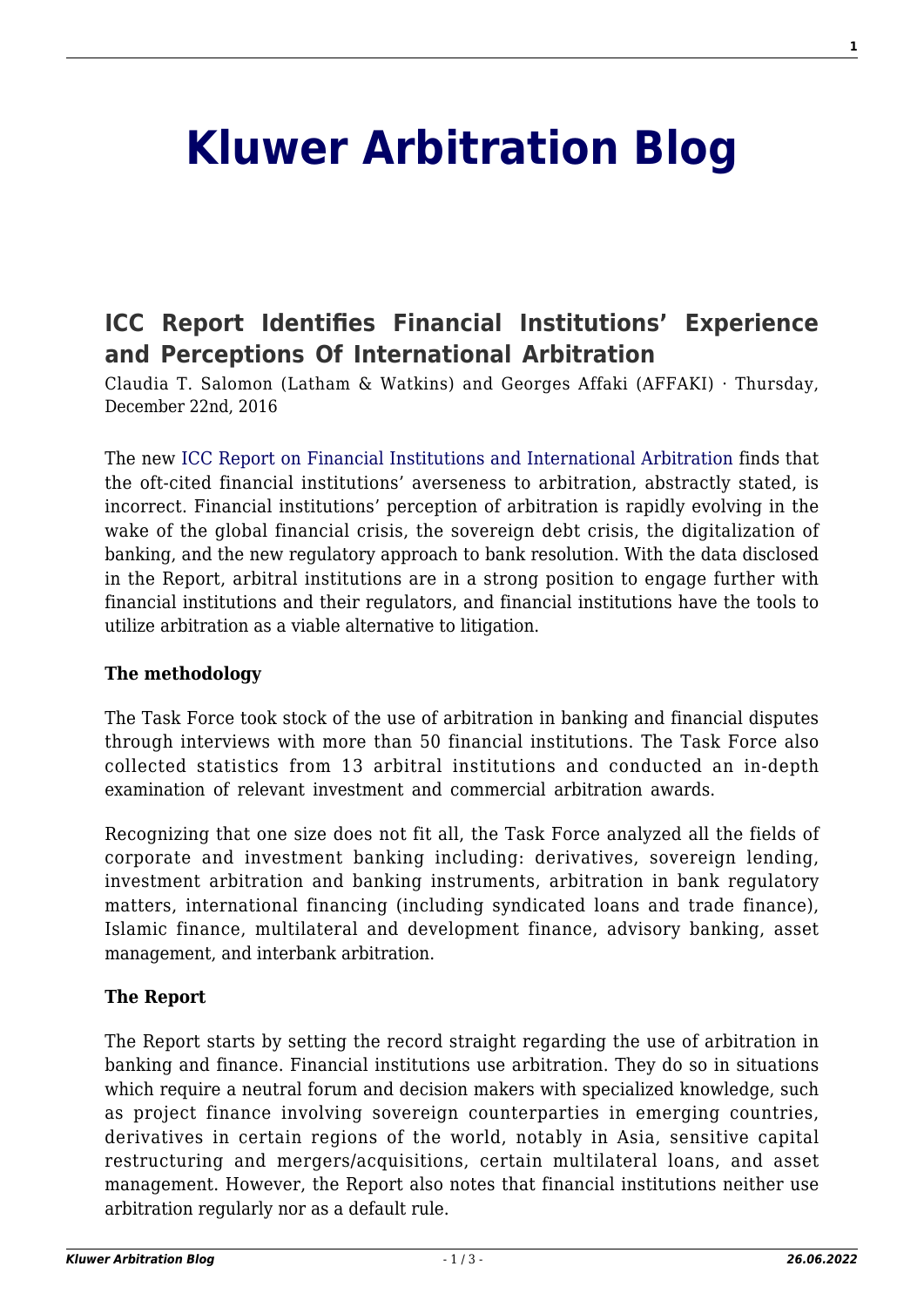# Kluwer Arbitration Blog

## ICC Report Identifies Financial Institutions' Experience and Perceptions Of International Arbitration

Claudia T. Salomon (Latham & Watkins) and Georges Affaki (AFFAKI) · Thursday, December 22nd, 2016

The new ICC Report on Financial Institutions and International Arbitration finds that the oft-cited financial institutions' averseness to arbitration, abstractly stated, is incorrect. Financial institutions' perception of arbitration is rapidly evolving in the wake of the global financial crisis, the sovereign debt crisis, the digitalization of banking, and the new regulatory approach to bank resolution. With the data disclosed in the Report, arbitral institutions are in a strong position to engage further with financial institutions and their regulators, and financial institutions have the tools to utilize arbitration as a viable alternative to litigation.

**The methodology**

The Task Force took stock of the use of arbitration in banking and financial disputes through interviews with more than 50 financial institutions. The Task Force also collected statistics from 13 arbitral institutions and conducted an in-depth examination of relevant investment and commercial arbitration awards.

Recognizing that one size does not fit all, the Task Force analyzed all the fields of corporate and investment banking including: derivatives, sovereign lending, investment arbitration and banking instruments, arbitration in bank regulatory matters, international financing (including syndicated loans and trade finance), Islamic finance, multilateral and development finance, advisory banking, asset management, and interbank arbitration.

**The Report**

The Report starts by setting the record straight regarding the use of arbitration in banking and finance. Financial institutions use arbitration. They do so in situations which require a neutral forum and decision makers with specialized knowledge, such as project finance involving sovereign counterparties in emerging countries, derivatives in certain regions of the world, notably in Asia, sensitive capital restructuring and mergers/acquisitions, certain multilateral loans, and asset management. However, the Report also notes that financial institutions neither use arbitration regularly nor as a default rule.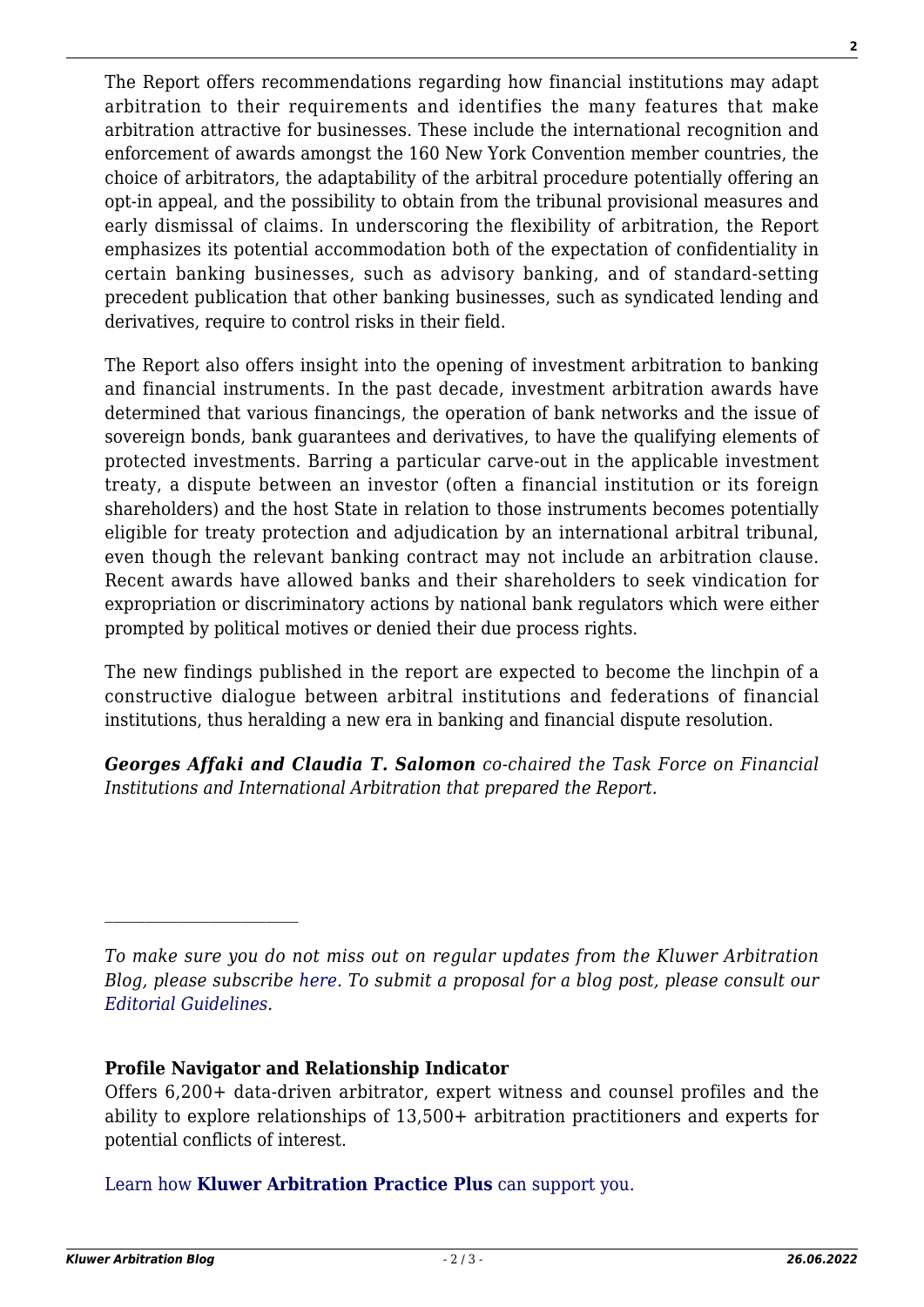The Report offers recommendations regarding how financial institutions may adapt arbitration to their requirements and identifies the many features that make arbitration attractive for businesses. These include the international recognition and enforcement of awards amongst the 160 New York Convention member countries, the choice of arbitrators, the adaptability of the arbitral procedure potentially offering an opt-in appeal, and the possibility to obtain from the tribunal provisional measures and early dismissal of claims. In underscoring the flexibility of arbitration, the Report emphasizes its potential accommodation both of the expectation of confidentiality in certain banking businesses, such as advisory banking, and of standard-setting precedent publication that other banking businesses, such as syndicated lending and derivatives, require to control risks in their field.

The Report also offers insight into the opening of investment arbitration to banking and financial instruments. In the past decade, investment arbitration awards have determined that various financings, the operation of bank networks and the issue of sovereign bonds, bank guarantees and derivatives, to have the qualifying elements of protected investments. Barring a particular carve-out in the applicable investment treaty, a dispute between an investor (often a financial institution or its foreign shareholders) and the host State in relation to those instruments becomes potentially eligible for treaty protection and adjudication by an international arbitral tribunal, even though the relevant banking contract may not include an arbitration clause. Recent awards have allowed banks and their shareholders to seek vindication for expropriation or discriminatory actions by national bank regulators which were either prompted by political motives or denied their due process rights.

The new findings published in the report are expected to become the linchpin of a constructive dialogue between arbitral institutions and federations of financial institutions, thus heralding a new era in banking and financial dispute resolution.

***Georges Affaki and Claudia T. Salomon*** *co-chaired the Task Force on Financial Institutions and International Arbitration that prepared the Report.*

---

*To make sure you do not miss out on regular updates from the Kluwer Arbitration Blog, please subscribe here. To submit a proposal for a blog post, please consult our Editorial Guidelines.*

**Profile Navigator and Relationship Indicator**

Offers 6,200+ data-driven arbitrator, expert witness and counsel profiles and the ability to explore relationships of 13,500+ arbitration practitioners and experts for potential conflicts of interest.

Learn how **Kluwer Arbitration Practice Plus** can support you.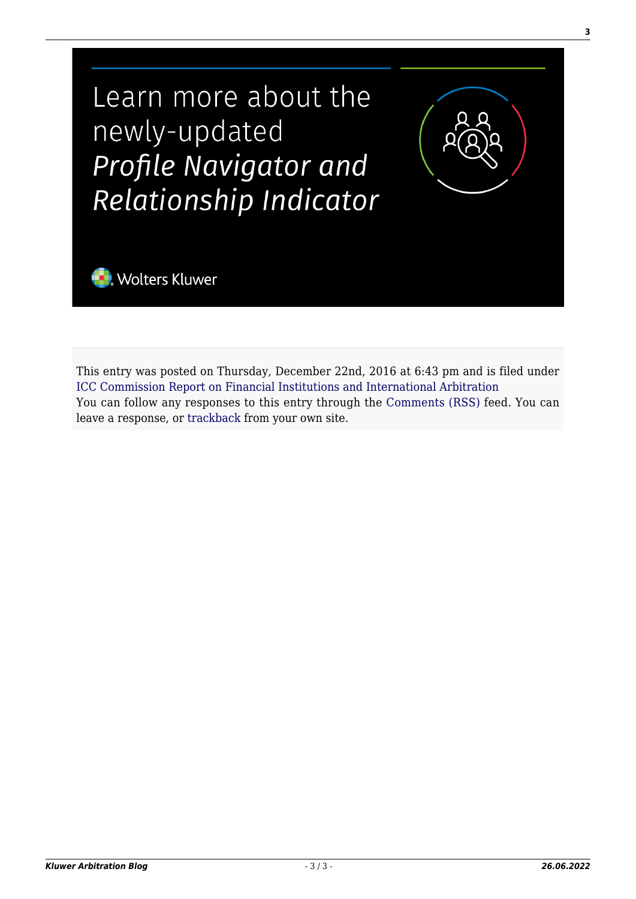Learn more about the newly-updated *Profile Navigator and Relationship Indicator*

Wolters Kluwer

This entry was posted on Thursday, December 22nd, 2016 at 6:43 pm and is filed under ICC Commission Report on Financial Institutions and International Arbitration
You can follow any responses to this entry through the Comments (RSS) feed. You can leave a response, or trackback from your own site.